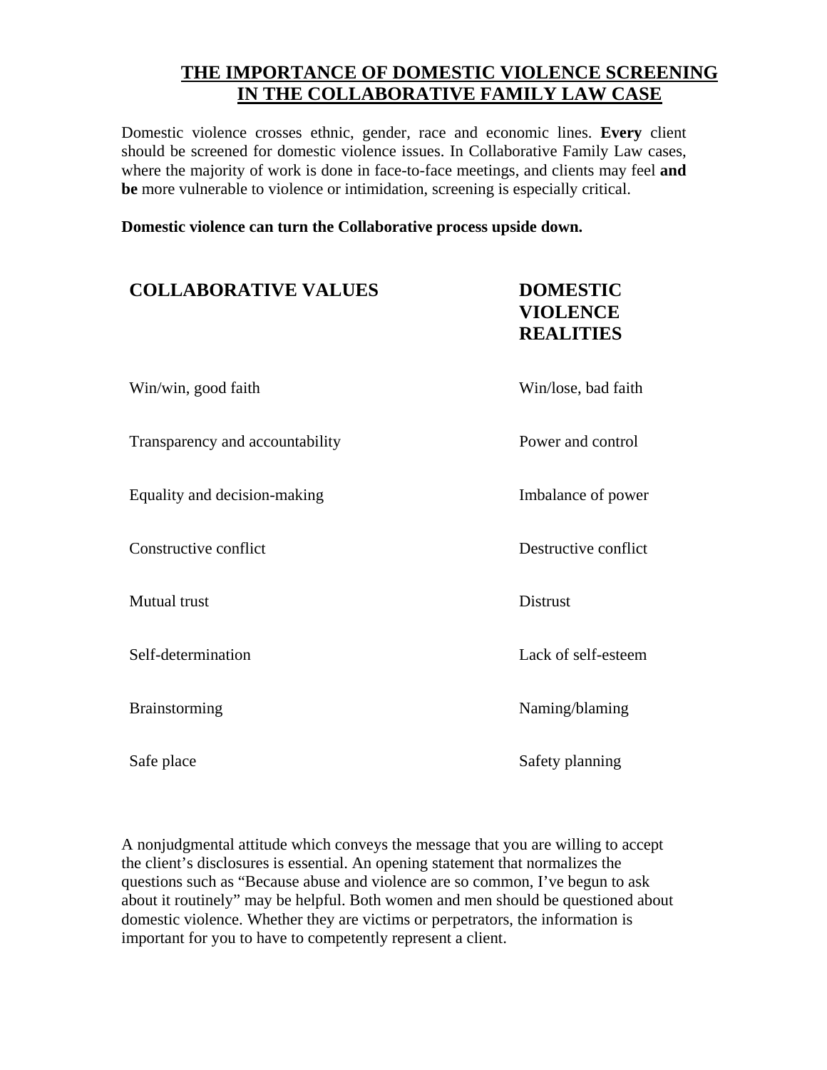# THE IMPORTANCE OF DOMESTIC VIOLENCE SCREENING IN THE COLLABORATIVE FAMILY LAW CASE

Domestic violence crosses ethnic, gender, race and economic lines. **Every** client should be screened for domestic violence issues. In Collaborative Family Law cases, where the majority of work is done in face-to-face meetings, and clients may feel **and be** more vulnerable to violence or intimidation, screening is especially critical.

**Domestic violence can turn the Collaborative process upside down.**

| COLLABORATIVE VALUES | DOMESTIC VIOLENCE REALITIES |
|---|---|
| Win/win, good faith | Win/lose, bad faith |
| Transparency and accountability | Power and control |
| Equality and decision-making | Imbalance of power |
| Constructive conflict | Destructive conflict |
| Mutual trust | Distrust |
| Self-determination | Lack of self-esteem |
| Brainstorming | Naming/blaming |
| Safe place | Safety planning |

A nonjudgmental attitude which conveys the message that you are willing to accept the client's disclosures is essential. An opening statement that normalizes the questions such as "Because abuse and violence are so common, I've begun to ask about it routinely" may be helpful. Both women and men should be questioned about domestic violence. Whether they are victims or perpetrators, the information is important for you to have to competently represent a client.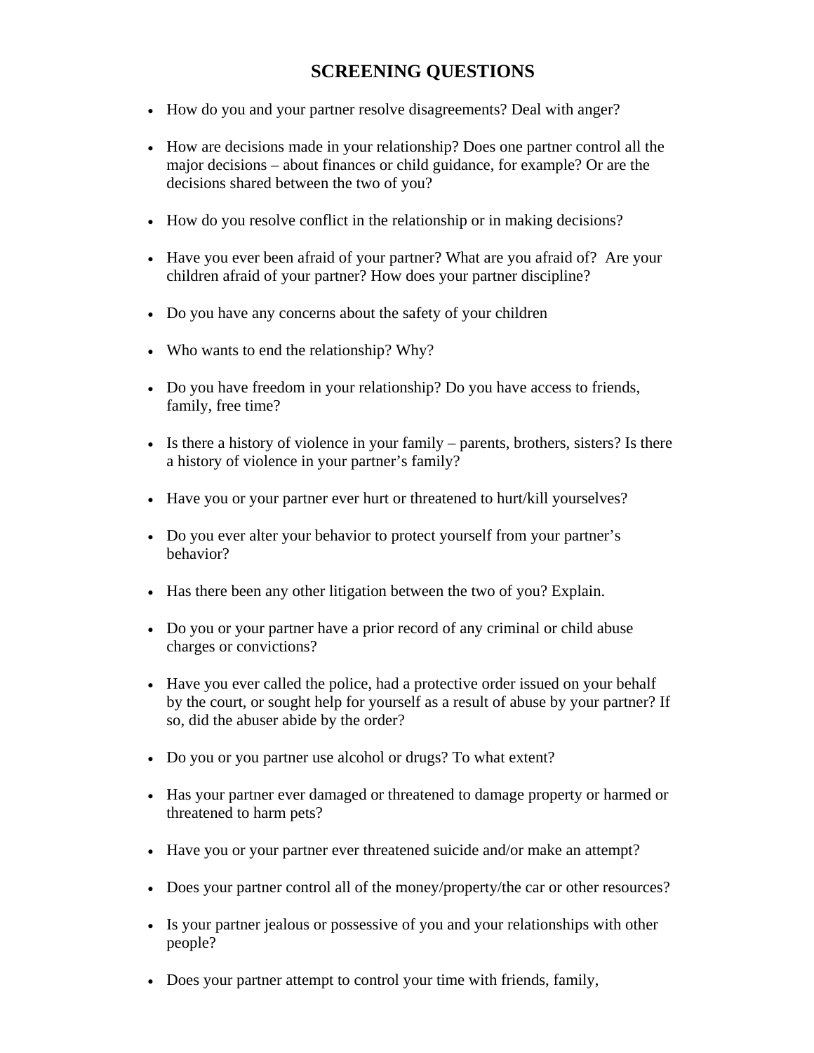## SCREENING QUESTIONS

- How do you and your partner resolve disagreements? Deal with anger?
- How are decisions made in your relationship? Does one partner control all the major decisions – about finances or child guidance, for example? Or are the decisions shared between the two of you?
- How do you resolve conflict in the relationship or in making decisions?
- Have you ever been afraid of your partner? What are you afraid of? Are your children afraid of your partner? How does your partner discipline?
- Do you have any concerns about the safety of your children
- Who wants to end the relationship? Why?
- Do you have freedom in your relationship? Do you have access to friends, family, free time?
- Is there a history of violence in your family – parents, brothers, sisters? Is there a history of violence in your partner's family?
- Have you or your partner ever hurt or threatened to hurt/kill yourselves?
- Do you ever alter your behavior to protect yourself from your partner's behavior?
- Has there been any other litigation between the two of you? Explain.
- Do you or your partner have a prior record of any criminal or child abuse charges or convictions?
- Have you ever called the police, had a protective order issued on your behalf by the court, or sought help for yourself as a result of abuse by your partner? If so, did the abuser abide by the order?
- Do you or you partner use alcohol or drugs? To what extent?
- Has your partner ever damaged or threatened to damage property or harmed or threatened to harm pets?
- Have you or your partner ever threatened suicide and/or make an attempt?
- Does your partner control all of the money/property/the car or other resources?
- Is your partner jealous or possessive of you and your relationships with other people?
- Does your partner attempt to control your time with friends, family,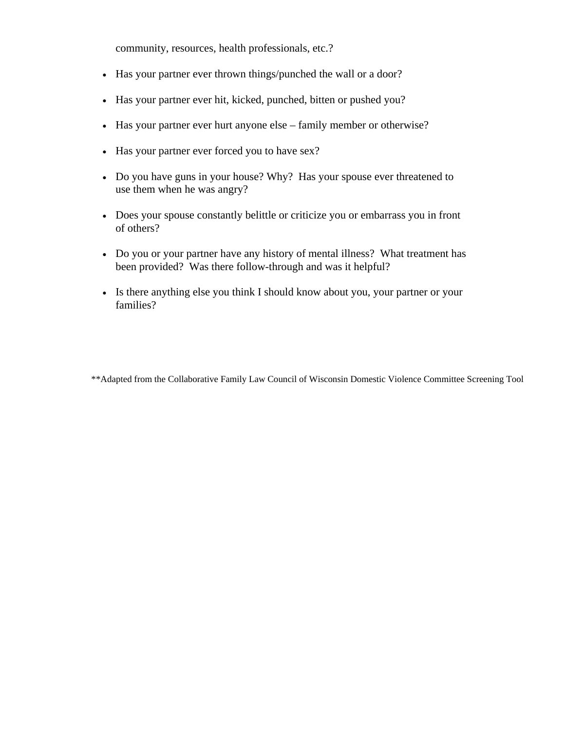community, resources, health professionals, etc.?

- Has your partner ever thrown things/punched the wall or a door?
- Has your partner ever hit, kicked, punched, bitten or pushed you?
- Has your partner ever hurt anyone else – family member or otherwise?
- Has your partner ever forced you to have sex?
- Do you have guns in your house? Why? Has your spouse ever threatened to use them when he was angry?
- Does your spouse constantly belittle or criticize you or embarrass you in front of others?
- Do you or your partner have any history of mental illness? What treatment has been provided? Was there follow-through and was it helpful?
- Is there anything else you think I should know about you, your partner or your families?

**Adapted from the Collaborative Family Law Council of Wisconsin Domestic Violence Committee Screening Tool